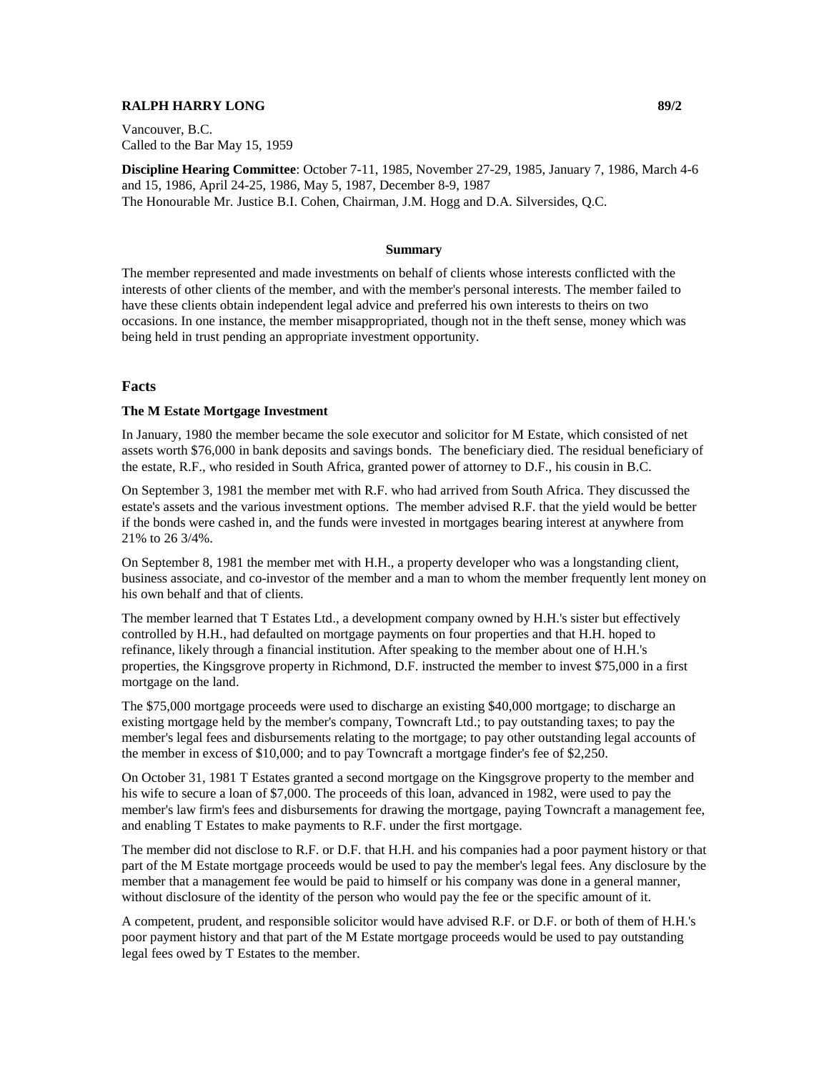**RALPH HARRY LONG** **89/2**

Vancouver, B.C.
Called to the Bar May 15, 1959

**Discipline Hearing Committee**: October 7-11, 1985, November 27-29, 1985, January 7, 1986, March 4-6 and 15, 1986, April 24-25, 1986, May 5, 1987, December 8-9, 1987
The Honourable Mr. Justice B.I. Cohen, Chairman, J.M. Hogg and D.A. Silversides, Q.C.

**Summary**

The member represented and made investments on behalf of clients whose interests conflicted with the interests of other clients of the member, and with the member's personal interests. The member failed to have these clients obtain independent legal advice and preferred his own interests to theirs on two occasions. In one instance, the member misappropriated, though not in the theft sense, money which was being held in trust pending an appropriate investment opportunity.

## Facts

**The M Estate Mortgage Investment**

In January, 1980 the member became the sole executor and solicitor for M Estate, which consisted of net assets worth $76,000 in bank deposits and savings bonds. The beneficiary died. The residual beneficiary of the estate, R.F., who resided in South Africa, granted power of attorney to D.F., his cousin in B.C.

On September 3, 1981 the member met with R.F. who had arrived from South Africa. They discussed the estate's assets and the various investment options. The member advised R.F. that the yield would be better if the bonds were cashed in, and the funds were invested in mortgages bearing interest at anywhere from 21% to 26 3/4%.

On September 8, 1981 the member met with H.H., a property developer who was a longstanding client, business associate, and co-investor of the member and a man to whom the member frequently lent money on his own behalf and that of clients.

The member learned that T Estates Ltd., a development company owned by H.H.'s sister but effectively controlled by H.H., had defaulted on mortgage payments on four properties and that H.H. hoped to refinance, likely through a financial institution. After speaking to the member about one of H.H.'s properties, the Kingsgrove property in Richmond, D.F. instructed the member to invest $75,000 in a first mortgage on the land.

The $75,000 mortgage proceeds were used to discharge an existing $40,000 mortgage; to discharge an existing mortgage held by the member's company, Towncraft Ltd.; to pay outstanding taxes; to pay the member's legal fees and disbursements relating to the mortgage; to pay other outstanding legal accounts of the member in excess of $10,000; and to pay Towncraft a mortgage finder's fee of $2,250.

On October 31, 1981 T Estates granted a second mortgage on the Kingsgrove property to the member and his wife to secure a loan of $7,000. The proceeds of this loan, advanced in 1982, were used to pay the member's law firm's fees and disbursements for drawing the mortgage, paying Towncraft a management fee, and enabling T Estates to make payments to R.F. under the first mortgage.

The member did not disclose to R.F. or D.F. that H.H. and his companies had a poor payment history or that part of the M Estate mortgage proceeds would be used to pay the member's legal fees. Any disclosure by the member that a management fee would be paid to himself or his company was done in a general manner, without disclosure of the identity of the person who would pay the fee or the specific amount of it.

A competent, prudent, and responsible solicitor would have advised R.F. or D.F. or both of them of H.H.'s poor payment history and that part of the M Estate mortgage proceeds would be used to pay outstanding legal fees owed by T Estates to the member.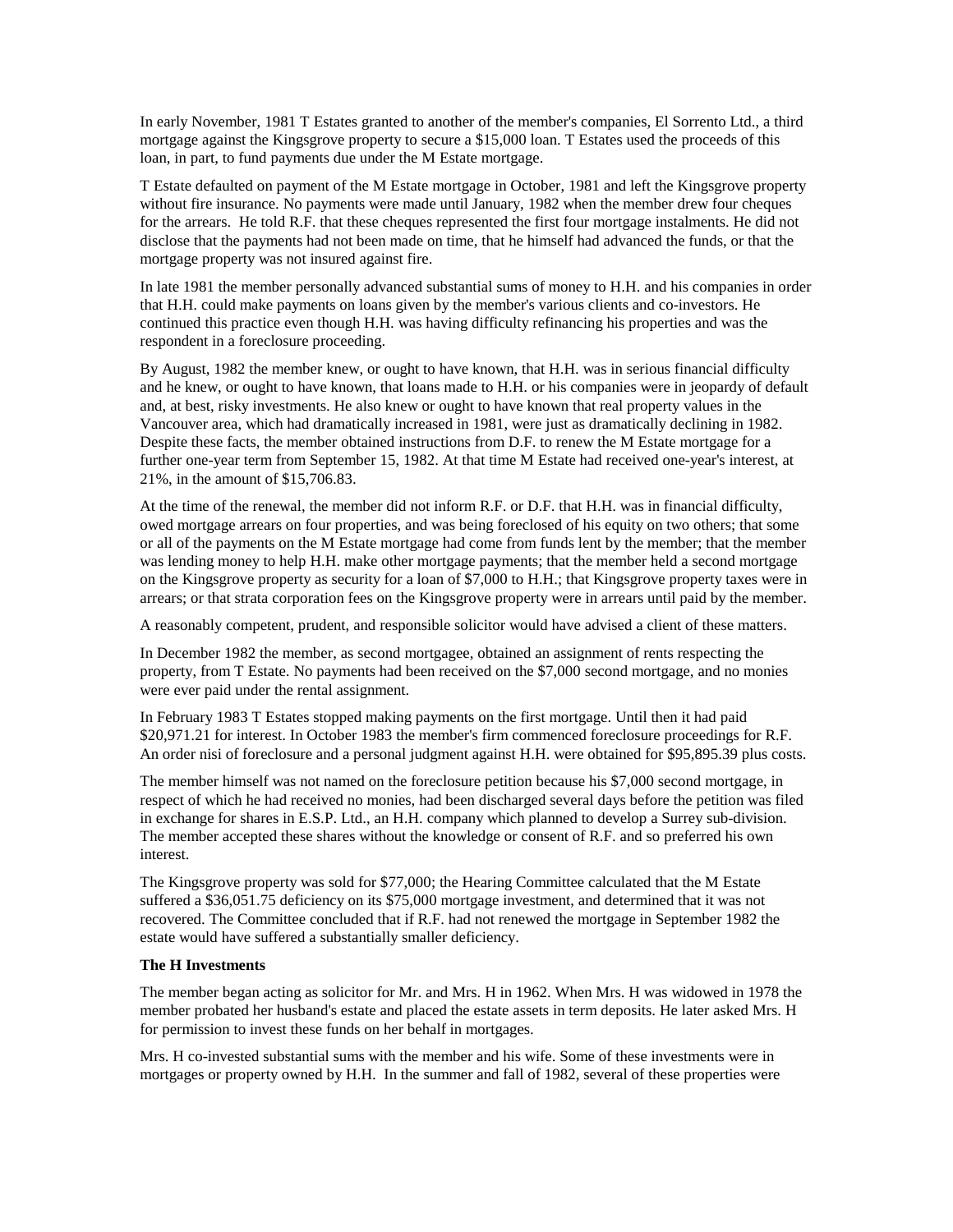In early November, 1981 T Estates granted to another of the member's companies, El Sorrento Ltd., a third mortgage against the Kingsgrove property to secure a $15,000 loan. T Estates used the proceeds of this loan, in part, to fund payments due under the M Estate mortgage.

T Estate defaulted on payment of the M Estate mortgage in October, 1981 and left the Kingsgrove property without fire insurance. No payments were made until January, 1982 when the member drew four cheques for the arrears. He told R.F. that these cheques represented the first four mortgage instalments. He did not disclose that the payments had not been made on time, that he himself had advanced the funds, or that the mortgage property was not insured against fire.

In late 1981 the member personally advanced substantial sums of money to H.H. and his companies in order that H.H. could make payments on loans given by the member's various clients and co-investors. He continued this practice even though H.H. was having difficulty refinancing his properties and was the respondent in a foreclosure proceeding.

By August, 1982 the member knew, or ought to have known, that H.H. was in serious financial difficulty and he knew, or ought to have known, that loans made to H.H. or his companies were in jeopardy of default and, at best, risky investments. He also knew or ought to have known that real property values in the Vancouver area, which had dramatically increased in 1981, were just as dramatically declining in 1982. Despite these facts, the member obtained instructions from D.F. to renew the M Estate mortgage for a further one-year term from September 15, 1982. At that time M Estate had received one-year's interest, at 21%, in the amount of $15,706.83.

At the time of the renewal, the member did not inform R.F. or D.F. that H.H. was in financial difficulty, owed mortgage arrears on four properties, and was being foreclosed of his equity on two others; that some or all of the payments on the M Estate mortgage had come from funds lent by the member; that the member was lending money to help H.H. make other mortgage payments; that the member held a second mortgage on the Kingsgrove property as security for a loan of $7,000 to H.H.; that Kingsgrove property taxes were in arrears; or that strata corporation fees on the Kingsgrove property were in arrears until paid by the member.

A reasonably competent, prudent, and responsible solicitor would have advised a client of these matters.

In December 1982 the member, as second mortgagee, obtained an assignment of rents respecting the property, from T Estate. No payments had been received on the $7,000 second mortgage, and no monies were ever paid under the rental assignment.

In February 1983 T Estates stopped making payments on the first mortgage. Until then it had paid $20,971.21 for interest. In October 1983 the member's firm commenced foreclosure proceedings for R.F. An order nisi of foreclosure and a personal judgment against H.H. were obtained for $95,895.39 plus costs.

The member himself was not named on the foreclosure petition because his $7,000 second mortgage, in respect of which he had received no monies, had been discharged several days before the petition was filed in exchange for shares in E.S.P. Ltd., an H.H. company which planned to develop a Surrey sub-division. The member accepted these shares without the knowledge or consent of R.F. and so preferred his own interest.

The Kingsgrove property was sold for $77,000; the Hearing Committee calculated that the M Estate suffered a $36,051.75 deficiency on its $75,000 mortgage investment, and determined that it was not recovered. The Committee concluded that if R.F. had not renewed the mortgage in September 1982 the estate would have suffered a substantially smaller deficiency.

**The H Investments**

The member began acting as solicitor for Mr. and Mrs. H in 1962. When Mrs. H was widowed in 1978 the member probated her husband's estate and placed the estate assets in term deposits. He later asked Mrs. H for permission to invest these funds on her behalf in mortgages.

Mrs. H co-invested substantial sums with the member and his wife. Some of these investments were in mortgages or property owned by H.H. In the summer and fall of 1982, several of these properties were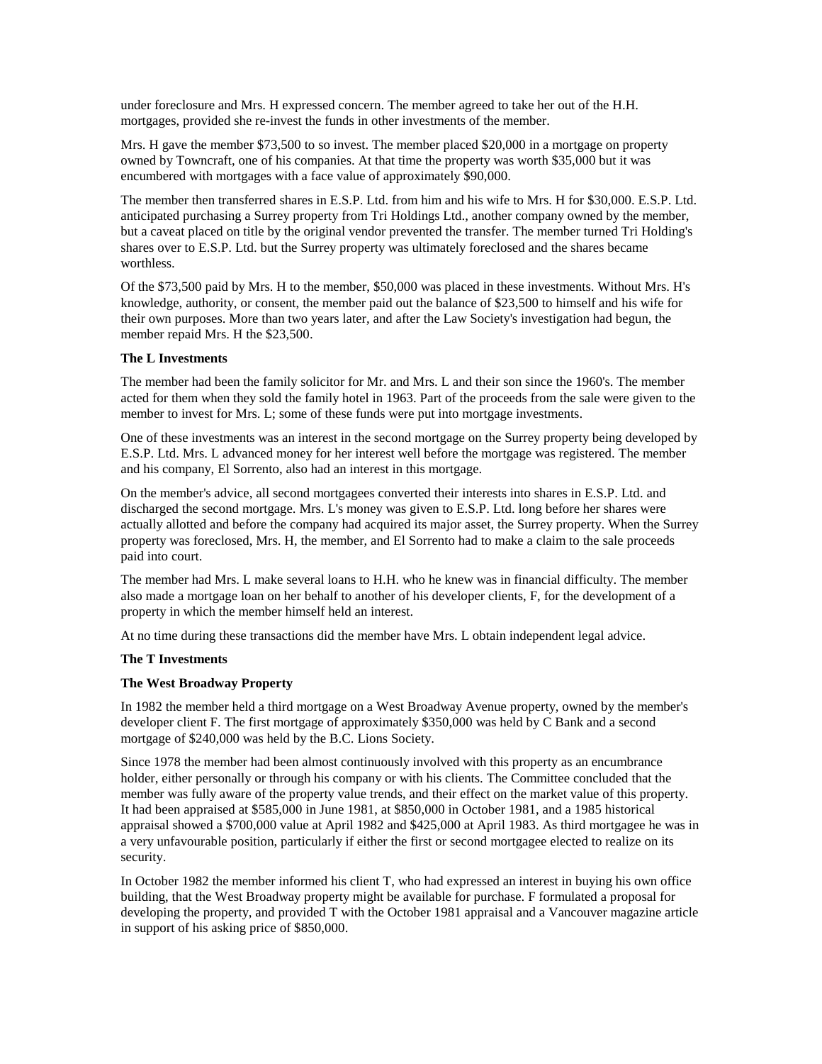under foreclosure and Mrs. H expressed concern. The member agreed to take her out of the H.H. mortgages, provided she re-invest the funds in other investments of the member.

Mrs. H gave the member $73,500 to so invest. The member placed $20,000 in a mortgage on property owned by Towncraft, one of his companies. At that time the property was worth $35,000 but it was encumbered with mortgages with a face value of approximately $90,000.

The member then transferred shares in E.S.P. Ltd. from him and his wife to Mrs. H for $30,000. E.S.P. Ltd. anticipated purchasing a Surrey property from Tri Holdings Ltd., another company owned by the member, but a caveat placed on title by the original vendor prevented the transfer. The member turned Tri Holding's shares over to E.S.P. Ltd. but the Surrey property was ultimately foreclosed and the shares became worthless.

Of the $73,500 paid by Mrs. H to the member, $50,000 was placed in these investments. Without Mrs. H's knowledge, authority, or consent, the member paid out the balance of $23,500 to himself and his wife for their own purposes. More than two years later, and after the Law Society's investigation had begun, the member repaid Mrs. H the $23,500.

**The L Investments**

The member had been the family solicitor for Mr. and Mrs. L and their son since the 1960's. The member acted for them when they sold the family hotel in 1963. Part of the proceeds from the sale were given to the member to invest for Mrs. L; some of these funds were put into mortgage investments.

One of these investments was an interest in the second mortgage on the Surrey property being developed by E.S.P. Ltd. Mrs. L advanced money for her interest well before the mortgage was registered. The member and his company, El Sorrento, also had an interest in this mortgage.

On the member's advice, all second mortgagees converted their interests into shares in E.S.P. Ltd. and discharged the second mortgage. Mrs. L's money was given to E.S.P. Ltd. long before her shares were actually allotted and before the company had acquired its major asset, the Surrey property. When the Surrey property was foreclosed, Mrs. H, the member, and El Sorrento had to make a claim to the sale proceeds paid into court.

The member had Mrs. L make several loans to H.H. who he knew was in financial difficulty. The member also made a mortgage loan on her behalf to another of his developer clients, F, for the development of a property in which the member himself held an interest.

At no time during these transactions did the member have Mrs. L obtain independent legal advice.

**The T Investments**

**The West Broadway Property**

In 1982 the member held a third mortgage on a West Broadway Avenue property, owned by the member's developer client F. The first mortgage of approximately $350,000 was held by C Bank and a second mortgage of $240,000 was held by the B.C. Lions Society.

Since 1978 the member had been almost continuously involved with this property as an encumbrance holder, either personally or through his company or with his clients. The Committee concluded that the member was fully aware of the property value trends, and their effect on the market value of this property. It had been appraised at $585,000 in June 1981, at $850,000 in October 1981, and a 1985 historical appraisal showed a $700,000 value at April 1982 and $425,000 at April 1983. As third mortgagee he was in a very unfavourable position, particularly if either the first or second mortgagee elected to realize on its security.

In October 1982 the member informed his client T, who had expressed an interest in buying his own office building, that the West Broadway property might be available for purchase. F formulated a proposal for developing the property, and provided T with the October 1981 appraisal and a Vancouver magazine article in support of his asking price of $850,000.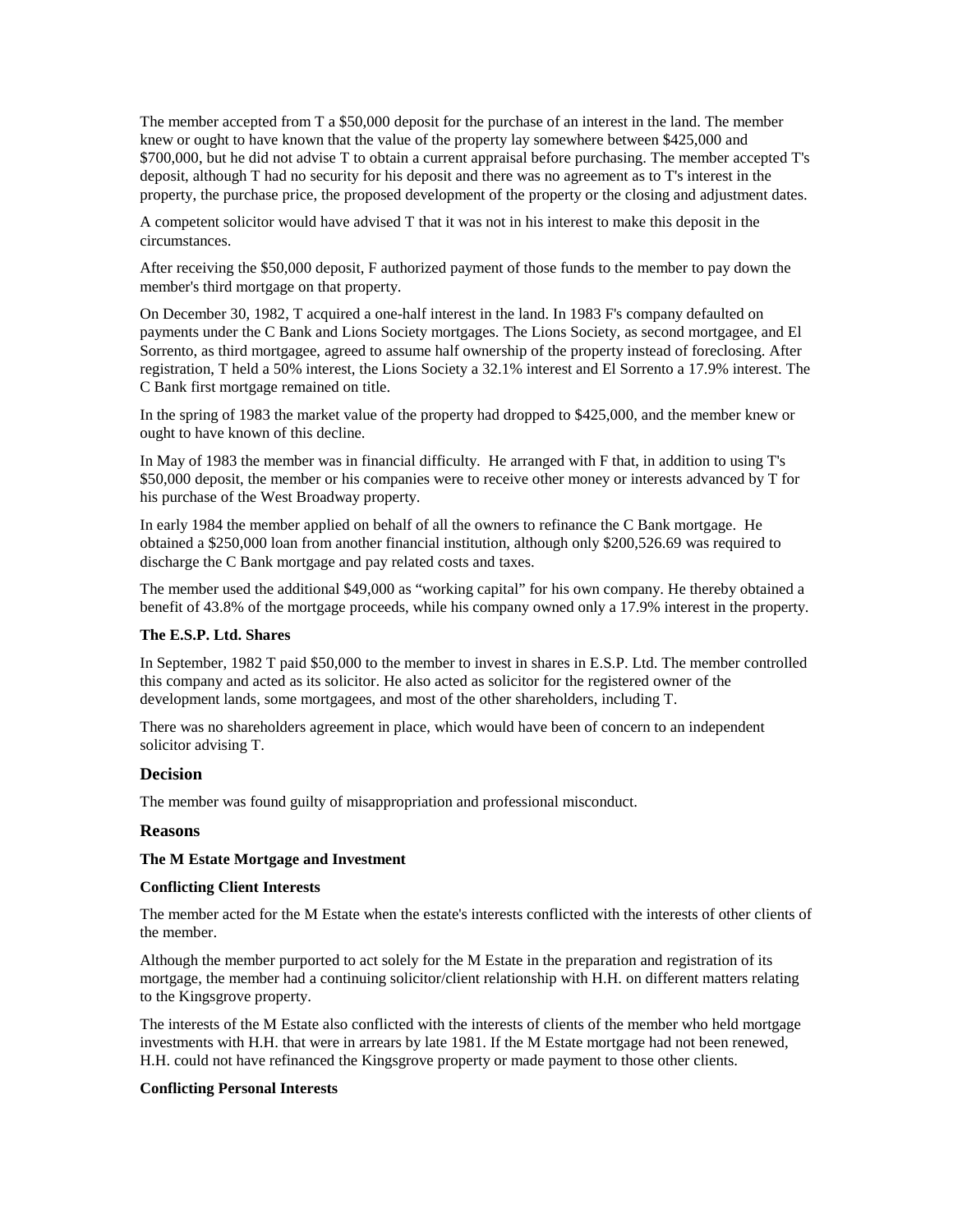The member accepted from T a $50,000 deposit for the purchase of an interest in the land. The member knew or ought to have known that the value of the property lay somewhere between $425,000 and $700,000, but he did not advise T to obtain a current appraisal before purchasing. The member accepted T's deposit, although T had no security for his deposit and there was no agreement as to T's interest in the property, the purchase price, the proposed development of the property or the closing and adjustment dates.

A competent solicitor would have advised T that it was not in his interest to make this deposit in the circumstances.

After receiving the $50,000 deposit, F authorized payment of those funds to the member to pay down the member's third mortgage on that property.

On December 30, 1982, T acquired a one-half interest in the land. In 1983 F's company defaulted on payments under the C Bank and Lions Society mortgages. The Lions Society, as second mortgagee, and El Sorrento, as third mortgagee, agreed to assume half ownership of the property instead of foreclosing. After registration, T held a 50% interest, the Lions Society a 32.1% interest and El Sorrento a 17.9% interest. The C Bank first mortgage remained on title.

In the spring of 1983 the market value of the property had dropped to $425,000, and the member knew or ought to have known of this decline.

In May of 1983 the member was in financial difficulty. He arranged with F that, in addition to using T's $50,000 deposit, the member or his companies were to receive other money or interests advanced by T for his purchase of the West Broadway property.

In early 1984 the member applied on behalf of all the owners to refinance the C Bank mortgage. He obtained a $250,000 loan from another financial institution, although only $200,526.69 was required to discharge the C Bank mortgage and pay related costs and taxes.

The member used the additional $49,000 as "working capital" for his own company. He thereby obtained a benefit of 43.8% of the mortgage proceeds, while his company owned only a 17.9% interest in the property.

**The E.S.P. Ltd. Shares**

In September, 1982 T paid $50,000 to the member to invest in shares in E.S.P. Ltd. The member controlled this company and acted as its solicitor. He also acted as solicitor for the registered owner of the development lands, some mortgagees, and most of the other shareholders, including T.

There was no shareholders agreement in place, which would have been of concern to an independent solicitor advising T.

## Decision

The member was found guilty of misappropriation and professional misconduct.

## Reasons

**The M Estate Mortgage and Investment**

**Conflicting Client Interests**

The member acted for the M Estate when the estate's interests conflicted with the interests of other clients of the member.

Although the member purported to act solely for the M Estate in the preparation and registration of its mortgage, the member had a continuing solicitor/client relationship with H.H. on different matters relating to the Kingsgrove property.

The interests of the M Estate also conflicted with the interests of clients of the member who held mortgage investments with H.H. that were in arrears by late 1981. If the M Estate mortgage had not been renewed, H.H. could not have refinanced the Kingsgrove property or made payment to those other clients.

**Conflicting Personal Interests**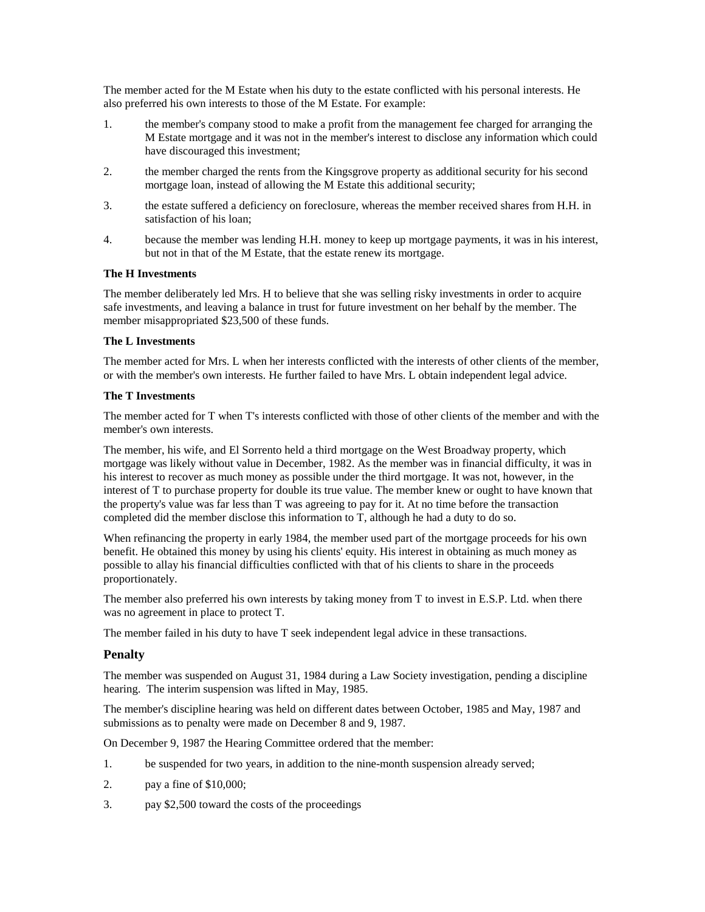The member acted for the M Estate when his duty to the estate conflicted with his personal interests. He also preferred his own interests to those of the M Estate. For example:

1. the member's company stood to make a profit from the management fee charged for arranging the M Estate mortgage and it was not in the member's interest to disclose any information which could have discouraged this investment;
2. the member charged the rents from the Kingsgrove property as additional security for his second mortgage loan, instead of allowing the M Estate this additional security;
3. the estate suffered a deficiency on foreclosure, whereas the member received shares from H.H. in satisfaction of his loan;
4. because the member was lending H.H. money to keep up mortgage payments, it was in his interest, but not in that of the M Estate, that the estate renew its mortgage.

**The H Investments**

The member deliberately led Mrs. H to believe that she was selling risky investments in order to acquire safe investments, and leaving a balance in trust for future investment on her behalf by the member. The member misappropriated $23,500 of these funds.

**The L Investments**

The member acted for Mrs. L when her interests conflicted with the interests of other clients of the member, or with the member's own interests. He further failed to have Mrs. L obtain independent legal advice.

**The T Investments**

The member acted for T when T's interests conflicted with those of other clients of the member and with the member's own interests.

The member, his wife, and El Sorrento held a third mortgage on the West Broadway property, which mortgage was likely without value in December, 1982. As the member was in financial difficulty, it was in his interest to recover as much money as possible under the third mortgage. It was not, however, in the interest of T to purchase property for double its true value. The member knew or ought to have known that the property's value was far less than T was agreeing to pay for it. At no time before the transaction completed did the member disclose this information to T, although he had a duty to do so.

When refinancing the property in early 1984, the member used part of the mortgage proceeds for his own benefit. He obtained this money by using his clients' equity. His interest in obtaining as much money as possible to allay his financial difficulties conflicted with that of his clients to share in the proceeds proportionately.

The member also preferred his own interests by taking money from T to invest in E.S.P. Ltd. when there was no agreement in place to protect T.

The member failed in his duty to have T seek independent legal advice in these transactions.

## Penalty

The member was suspended on August 31, 1984 during a Law Society investigation, pending a discipline hearing. The interim suspension was lifted in May, 1985.

The member's discipline hearing was held on different dates between October, 1985 and May, 1987 and submissions as to penalty were made on December 8 and 9, 1987.

On December 9, 1987 the Hearing Committee ordered that the member:

1. be suspended for two years, in addition to the nine-month suspension already served;
2. pay a fine of $10,000;
3. pay $2,500 toward the costs of the proceedings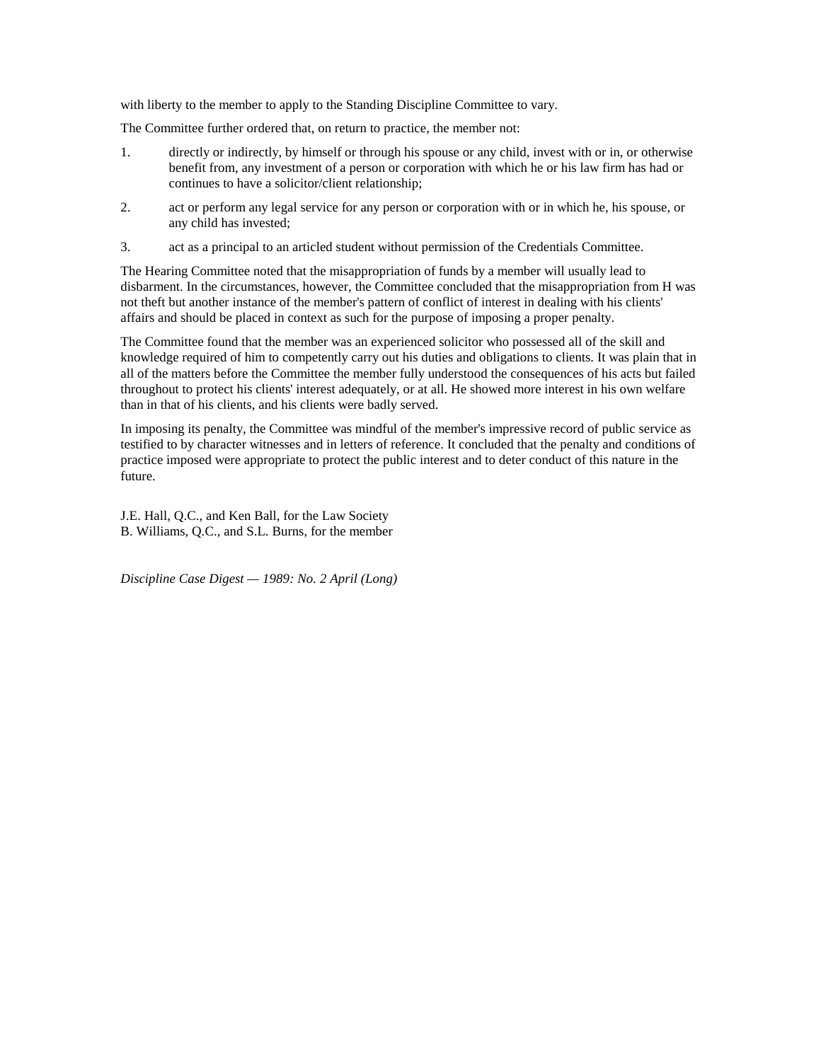with liberty to the member to apply to the Standing Discipline Committee to vary.

The Committee further ordered that, on return to practice, the member not:

1. directly or indirectly, by himself or through his spouse or any child, invest with or in, or otherwise benefit from, any investment of a person or corporation with which he or his law firm has had or continues to have a solicitor/client relationship;
2. act or perform any legal service for any person or corporation with or in which he, his spouse, or any child has invested;
3. act as a principal to an articled student without permission of the Credentials Committee.

The Hearing Committee noted that the misappropriation of funds by a member will usually lead to disbarment. In the circumstances, however, the Committee concluded that the misappropriation from H was not theft but another instance of the member's pattern of conflict of interest in dealing with his clients' affairs and should be placed in context as such for the purpose of imposing a proper penalty.

The Committee found that the member was an experienced solicitor who possessed all of the skill and knowledge required of him to competently carry out his duties and obligations to clients. It was plain that in all of the matters before the Committee the member fully understood the consequences of his acts but failed throughout to protect his clients' interest adequately, or at all. He showed more interest in his own welfare than in that of his clients, and his clients were badly served.

In imposing its penalty, the Committee was mindful of the member's impressive record of public service as testified to by character witnesses and in letters of reference. It concluded that the penalty and conditions of practice imposed were appropriate to protect the public interest and to deter conduct of this nature in the future.

J.E. Hall, Q.C., and Ken Ball, for the Law Society
B. Williams, Q.C., and S.L. Burns, for the member

*Discipline Case Digest — 1989: No. 2 April (Long)*